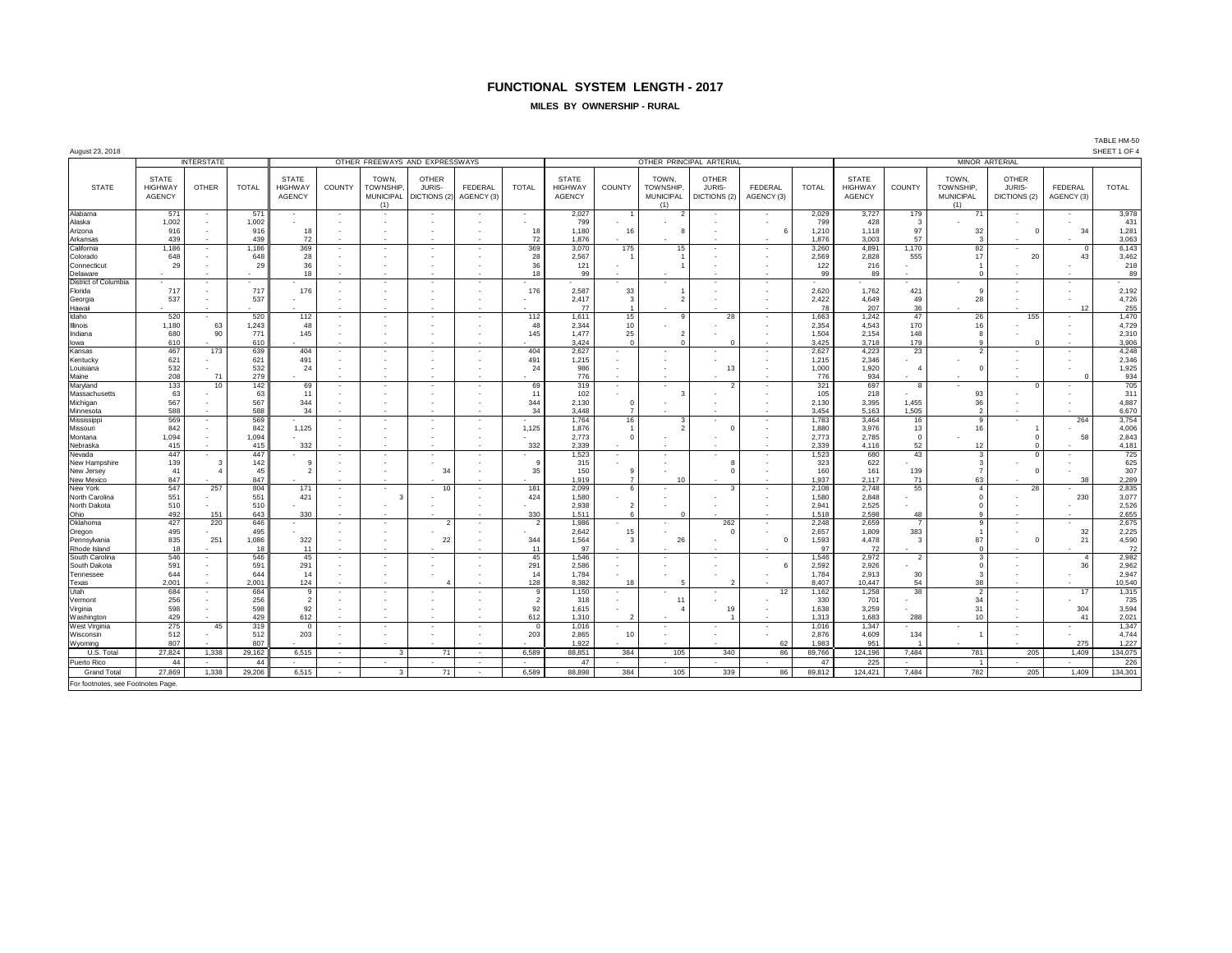# FUNCTIONAL SYSTEM LENGTH - 2017

## MILES BY OWNERSHIP - RURAL

August 23, 2018

TABLE HM-50
SHEET 1 OF 4

| STATE | INTERSTATE | | | OTHER FREEWAYS AND EXPRESSWAYS | | | | | | OTHER PRINCIPAL ARTERIAL | | | | | | MINOR ARTERIAL | | | | | |
|---|---|---|---|---|---|---|---|---|---|---|---|---|---|---|---|---|---|---|---|---|---|
| | STATE HIGHWAY AGENCY | OTHER | TOTAL | STATE HIGHWAY AGENCY | COUNTY | TOWN, TOWNSHIP, MUNICIPAL (1) | OTHER JURIS-DICTIONS (2) | FEDERAL AGENCY (3) | TOTAL | STATE HIGHWAY AGENCY | COUNTY | TOWN, TOWNSHIP, MUNICIPAL (1) | OTHER JURIS-DICTIONS (2) | FEDERAL AGENCY (3) | TOTAL | STATE HIGHWAY AGENCY | COUNTY | TOWN, TOWNSHIP, MUNICIPAL (1) | OTHER JURIS-DICTIONS (2) | FEDERAL AGENCY (3) | TOTAL |
| Alabama | 571 | - | 571 | - | - | - | - | - | - | 2,027 | 1 | 2 | - | - | 2,029 | 3,727 | 179 | 71 | - | - | 3,978 |
| Alaska | 1,002 | - | 1,002 | - | - | - | - | - | - | 799 | - | - | - | - | 799 | 428 | 3 | - | - | - | 431 |
| Arizona | 916 | - | 916 | 18 | - | - | - | - | 18 | 1,180 | 16 | 8 | - | 6 | 1,210 | 1,118 | 97 | 32 | 0 | 34 | 1,281 |
| Arkansas | 439 | - | 439 | 72 | - | - | - | - | 72 | 1,876 | - | - | - | - | 1,876 | 3,003 | 57 | 3 | - | - | 3,063 |
| California | 1,186 | - | 1,186 | 369 | - | - | - | - | 369 | 3,070 | 175 | 15 | - | - | 3,260 | 4,891 | 1,170 | 82 | - | 0 | 6,143 |
| Colorado | 648 | - | 648 | 28 | - | - | - | - | 28 | 2,567 | 1 | 1 | - | - | 2,569 | 2,828 | 555 | 17 | 20 | 43 | 3,462 |
| Connecticut | 29 | - | 29 | 36 | - | - | - | - | 36 | 121 | - | 1 | - | - | 122 | 216 | - | 1 | - | - | 218 |
| Delaware | - | - | - | 18 | - | - | - | - | 18 | 99 | - | - | - | - | 99 | 89 | - | 0 | - | - | 89 |
| District of Columbia | - | - | - | - | - | - | - | - | - | - | - | - | - | - | - | - | - | - | - | - | - |
| Florida | 717 | - | 717 | 176 | - | - | - | - | 176 | 2,587 | 33 | 1 | - | - | 2,620 | 1,762 | 421 | 9 | - | - | 2,192 |
| Georgia | 537 | - | 537 | - | - | - | - | - | - | 2,417 | 3 | 2 | - | - | 2,422 | 4,649 | 49 | 28 | - | - | 4,726 |
| Hawaii | - | - | - | - | - | - | - | - | - | 77 | 1 | - | - | - | 78 | 207 | 36 | - | - | 12 | 255 |
| Idaho | 520 | - | 520 | 112 | - | - | - | - | 112 | 1,611 | 15 | 9 | 28 | - | 1,663 | 1,242 | 47 | 26 | 155 | - | 1,470 |
| Illinois | 1,180 | 63 | 1,243 | 48 | - | - | - | - | 48 | 2,344 | 10 | - | - | - | 2,354 | 4,543 | 170 | 16 | - | - | 4,729 |
| Indiana | 680 | 90 | 771 | 145 | - | - | - | - | 145 | 1,477 | 25 | 2 | - | - | 1,504 | 2,154 | 148 | 8 | - | - | 2,310 |
| Iowa | 610 | - | 610 | - | - | - | - | - | - | 3,424 | 0 | 0 | 0 | - | 3,425 | 3,718 | 179 | 9 | 0 | - | 3,906 |
| Kansas | 467 | 173 | 639 | 404 | - | - | - | - | 404 | 2,627 | - | - | - | - | 2,627 | 4,223 | 23 | 2 | - | - | 4,248 |
| Kentucky | 621 | - | 621 | 491 | - | - | - | - | 491 | 1,215 | - | - | - | - | 1,215 | 2,346 | - | - | - | - | 2,346 |
| Louisiana | 532 | - | 532 | 24 | - | - | - | - | 24 | 986 | - | - | 13 | - | 1,000 | 1,920 | 4 | 0 | - | - | 1,925 |
| Maine | 208 | 71 | 279 | - | - | - | - | - | - | 776 | - | - | - | - | 776 | 934 | - | - | - | 0 | 934 |
| Maryland | 133 | 10 | 142 | 69 | - | - | - | - | 69 | 319 | - | - | 2 | - | 321 | 697 | 8 | - | 0 | - | 705 |
| Massachusetts | 63 | - | 63 | 11 | - | - | - | - | 11 | 102 | - | 3 | - | - | 105 | 218 | - | 93 | - | - | 311 |
| Michigan | 567 | - | 567 | 344 | - | - | - | - | 344 | 2,130 | 0 | - | - | - | 2,130 | 3,395 | 1,455 | 36 | - | - | 4,887 |
| Minnesota | 588 | - | 588 | 34 | - | - | - | - | 34 | 3,448 | 7 | - | - | - | 3,454 | 5,163 | 1,505 | 2 | - | - | 6,670 |
| Mississippi | 569 | - | 569 | - | - | - | - | - | - | 1,764 | 16 | 3 | - | - | 1,783 | 3,464 | 16 | 9 | - | 264 | 3,754 |
| Missouri | 842 | - | 842 | 1,125 | - | - | - | - | 1,125 | 1,876 | 1 | 2 | 0 | - | 1,880 | 3,976 | 13 | 16 | 1 | - | 4,006 |
| Montana | 1,094 | - | 1,094 | - | - | - | - | - | - | 2,773 | 0 | - | - | - | 2,773 | 2,785 | 0 | - | 0 | 58 | 2,843 |
| Nebraska | 415 | - | 415 | 332 | - | - | - | - | 332 | 2,339 | - | - | - | - | 2,339 | 4,116 | 52 | 12 | 0 | - | 4,181 |
| Nevada | 447 | - | 447 | - | - | - | - | - | - | 1,523 | - | - | - | - | 1,523 | 680 | 43 | 3 | 0 | - | 725 |
| New Hampshire | 139 | 3 | 142 | 9 | - | - | - | - | 9 | 315 | - | - | 8 | - | 323 | 622 | - | 3 | - | - | 625 |
| New Jersey | 41 | 4 | 45 | 2 | - | - | 34 | - | 35 | 150 | 9 | - | 0 | - | 160 | 161 | 139 | 7 | 0 | - | 307 |
| New Mexico | 847 | - | 847 | - | - | - | - | - | - | 1,919 | 7 | 10 | - | - | 1,937 | 2,117 | 71 | 63 | - | 38 | 2,289 |
| New York | 547 | 257 | 804 | 171 | - | - | 10 | - | 181 | 2,099 | 6 | - | 3 | - | 2,108 | 2,748 | 55 | 4 | 28 | - | 2,835 |
| North Carolina | 551 | - | 551 | 421 | - | 3 | - | - | 424 | 1,580 | - | - | - | - | 1,580 | 2,848 | - | 0 | - | 230 | 3,077 |
| North Dakota | 510 | - | 510 | - | - | - | - | - | - | 2,938 | 2 | - | - | - | 2,941 | 2,525 | - | 0 | - | - | 2,526 |
| Ohio | 492 | 151 | 643 | 330 | - | - | - | - | 330 | 1,511 | 6 | 0 | - | - | 1,518 | 2,598 | 48 | 9 | - | - | 2,655 |
| Oklahoma | 427 | 220 | 646 | - | - | - | 2 | - | 2 | 1,986 | - | - | 262 | - | 2,248 | 2,659 | 7 | 9 | - | - | 2,675 |
| Oregon | 495 | - | 495 | - | - | - | - | - | - | 2,642 | 15 | - | 0 | - | 2,657 | 1,809 | 383 | 1 | - | 32 | 2,225 |
| Pennsylvania | 835 | 251 | 1,086 | 322 | - | - | 22 | - | 344 | 1,564 | 3 | 26 | - | 0 | 1,593 | 4,478 | 3 | 87 | 0 | 21 | 4,590 |
| Rhode Island | 18 | - | 18 | 11 | - | - | - | - | 11 | 97 | - | - | - | - | 97 | 72 | - | 0 | - | - | 72 |
| South Carolina | 546 | - | 546 | 45 | - | - | - | - | 45 | 1,546 | - | - | - | - | 1,546 | 2,972 | 2 | 3 | - | 4 | 2,982 |
| South Dakota | 591 | - | 591 | 291 | - | - | - | - | 291 | 2,586 | - | - | - | 6 | 2,592 | 2,926 | - | 0 | - | 36 | 2,962 |
| Tennessee | 644 | - | 644 | 14 | - | - | - | - | 14 | 1,784 | - | - | - | - | 1,784 | 2,913 | 30 | 3 | - | - | 2,947 |
| Texas | 2,001 | - | 2,001 | 124 | - | - | 4 | - | 128 | 8,382 | 18 | 5 | 2 | - | 8,407 | 10,447 | 54 | 38 | - | - | 10,540 |
| Utah | 684 | - | 684 | 9 | - | - | - | - | 9 | 1,150 | - | - | - | 12 | 1,162 | 1,258 | 38 | 2 | - | 17 | 1,315 |
| Vermont | 256 | - | 256 | 2 | - | - | - | - | 2 | 318 | - | 11 | - | - | 330 | 701 | - | 34 | - | - | 735 |
| Virginia | 598 | - | 598 | 92 | - | - | - | - | 92 | 1,615 | - | 4 | 19 | - | 1,638 | 3,259 | - | 31 | - | 304 | 3,594 |
| Washington | 429 | - | 429 | 612 | - | - | - | - | 612 | 1,310 | 2 | - | 1 | - | 1,313 | 1,683 | 288 | 10 | - | 41 | 2,021 |
| West Virginia | 275 | 45 | 319 | 0 | - | - | - | - | 0 | 1,016 | - | - | - | - | 1,016 | 1,347 | - | - | - | - | 1,347 |
| Wisconsin | 512 | - | 512 | 203 | - | - | - | - | 203 | 2,865 | 10 | - | - | - | 2,876 | 4,609 | 134 | 1 | - | - | 4,744 |
| Wyoming | 807 | - | 807 | - | - | - | - | - | - | 1,922 | - | - | - | 62 | 1,983 | 951 | 1 | - | - | 275 | 1,227 |
| U.S. Total | 27,824 | 1,338 | 29,162 | 6,515 | - | 3 | 71 | - | 6,589 | 88,851 | 384 | 105 | 340 | 86 | 89,766 | 124,196 | 7,484 | 781 | 205 | 1,409 | 134,075 |
| Puerto Rico | 44 | - | 44 | - | - | - | - | - | - | 47 | - | - | - | - | 47 | 225 | - | 1 | - | - | 226 |
| Grand Total | 27,869 | 1,338 | 29,206 | 6,515 | - | 3 | 71 | - | 6,589 | 88,898 | 384 | 105 | 339 | 86 | 89,812 | 124,421 | 7,484 | 782 | 205 | 1,409 | 134,301 |

For footnotes, see Footnotes Page.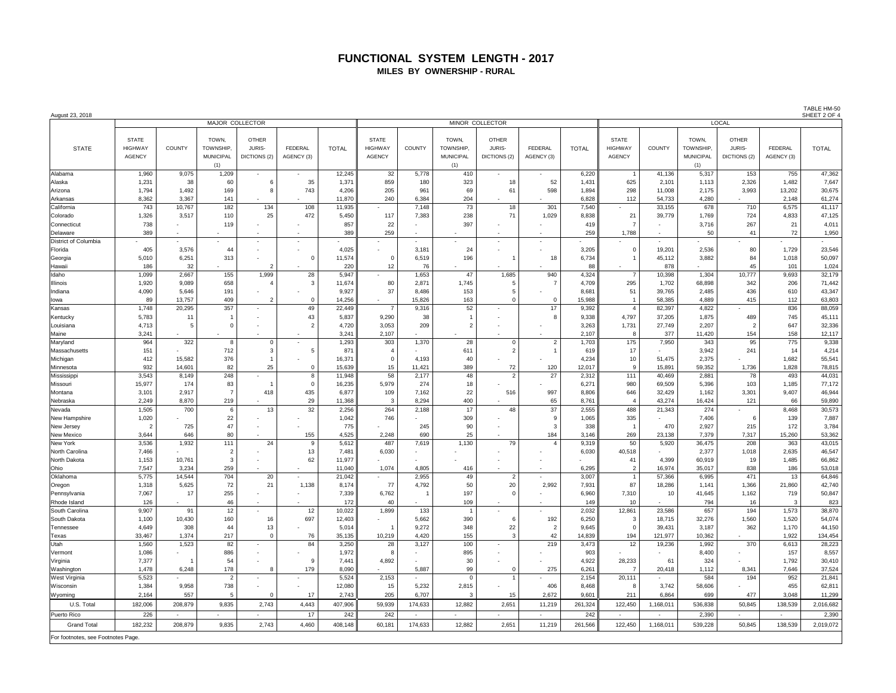# FUNCTIONAL SYSTEM LENGTH - 2017

## MILES BY OWNERSHIP - RURAL

August 23, 2018

TABLE HM-50
SHEET 2 OF 4

| STATE | MAJOR COLLECTOR | | | | | | MINOR COLLECTOR | | | | | | LOCAL | | | | | |
|---|---|---|---|---|---|---|---|---|---|---|---|---|---|---|---|---|---|---|
| | STATE HIGHWAY AGENCY | COUNTY | TOWN, TOWNSHIP, MUNICIPAL (1) | OTHER JURIS-DICTIONS (2) | FEDERAL AGENCY (3) | TOTAL | STATE HIGHWAY AGENCY | COUNTY | TOWN, TOWNSHIP, MUNICIPAL (1) | OTHER JURIS-DICTIONS (2) | FEDERAL AGENCY (3) | TOTAL | STATE HIGHWAY AGENCY | COUNTY | TOWN, TOWNSHIP, MUNICIPAL (1) | OTHER JURIS-DICTIONS (2) | FEDERAL AGENCY (3) | TOTAL |
| Alabama | 1,960 | 9,075 | 1,209 | - | - | 12,245 | 32 | 5,778 | 410 | - | - | 6,220 | 1 | 41,136 | 5,317 | 153 | 755 | 47,362 |
| Alaska | 1,231 | 38 | 60 | 6 | 35 | 1,371 | 859 | 180 | 323 | 18 | 52 | 1,431 | 625 | 2,101 | 1,113 | 2,326 | 1,482 | 7,647 |
| Arizona | 1,794 | 1,492 | 169 | 8 | 743 | 4,206 | 205 | 961 | 69 | 61 | 598 | 1,894 | 298 | 11,008 | 2,175 | 3,993 | 13,202 | 30,675 |
| Arkansas | 8,362 | 3,367 | 141 | - | - | 11,870 | 240 | 6,384 | 204 | - | - | 6,828 | 112 | 54,733 | 4,280 | - | 2,148 | 61,274 |
| California | 743 | 10,767 | 182 | 134 | 108 | 11,935 | - | 7,148 | 73 | 18 | 301 | 7,540 | - | 33,155 | 678 | 710 | 6,575 | 41,117 |
| Colorado | 1,326 | 3,517 | 110 | 25 | 472 | 5,450 | 117 | 7,383 | 238 | 71 | 1,029 | 8,838 | 21 | 39,779 | 1,769 | 724 | 4,833 | 47,125 |
| Connecticut | 738 | - | 119 | - | - | 857 | 22 | - | 397 | - | - | 419 | 7 | - | 3,716 | 267 | 21 | 4,011 |
| Delaware | 389 | - | - | - | - | 389 | 259 | - | - | - | - | 259 | 1,788 | - | 50 | 41 | 72 | 1,950 |
| District of Columbia | - | - | - | - | - | - | - | - | - | - | - | - | - | - | - | - | - | - |
| Florida | 405 | 3,576 | 44 | - | - | 4,025 | - | 3,181 | 24 | - | - | 3,205 | 0 | 19,201 | 2,536 | 80 | 1,729 | 23,546 |
| Georgia | 5,010 | 6,251 | 313 | - | 0 | 11,574 | 0 | 6,519 | 196 | 1 | 18 | 6,734 | 1 | 45,112 | 3,882 | 84 | 1,018 | 50,097 |
| Hawaii | 186 | 32 | - | 2 | - | 220 | 12 | 76 | - | - | - | 88 | - | 878 | - | 45 | 101 | 1,024 |
| Idaho | 1,099 | 2,667 | 155 | 1,999 | 28 | 5,947 | - | 1,653 | 47 | 1,685 | 940 | 4,324 | 7 | 10,398 | 1,304 | 10,777 | 9,693 | 32,179 |
| Illinois | 1,920 | 9,089 | 658 | 4 | 3 | 11,674 | 80 | 2,871 | 1,745 | 5 | 7 | 4,709 | 295 | 1,702 | 68,898 | 342 | 206 | 71,442 |
| Indiana | 4,090 | 5,646 | 191 | - | - | 9,927 | 37 | 8,486 | 153 | 5 | - | 8,681 | 51 | 39,765 | 2,485 | 436 | 610 | 43,347 |
| Iowa | 89 | 13,757 | 409 | 2 | 0 | 14,256 | - | 15,826 | 163 | 0 | 0 | 15,988 | 1 | 58,385 | 4,889 | 415 | 112 | 63,803 |
| Kansas | 1,748 | 20,295 | 357 | - | 49 | 22,449 | 7 | 9,316 | 52 | - | 17 | 9,392 | 4 | 82,397 | 4,822 | - | 836 | 88,059 |
| Kentucky | 5,783 | 11 | 1 | - | 43 | 5,837 | 9,290 | 38 | 1 | - | 8 | 9,338 | 4,797 | 37,205 | 1,875 | 489 | 745 | 45,111 |
| Louisiana | 4,713 | 5 | 0 | - | 2 | 4,720 | 3,053 | 209 | 2 | - | - | 3,263 | 1,731 | 27,749 | 2,207 | 2 | 647 | 32,336 |
| Maine | 3,241 | - | - | - | - | 3,241 | 2,107 | - | - | - | - | 2,107 | 8 | 377 | 11,420 | 154 | 158 | 12,117 |
| Maryland | 964 | 322 | 8 | 0 | - | 1,293 | 303 | 1,370 | 28 | 0 | 2 | 1,703 | 175 | 7,950 | 343 | 95 | 775 | 9,338 |
| Massachusetts | 151 | - | 712 | 3 | 5 | 871 | 4 | - | 611 | 2 | 1 | 619 | 17 | - | 3,942 | 241 | 14 | 4,214 |
| Michigan | 412 | 15,582 | 376 | 1 | - | 16,371 | 0 | 4,193 | 40 | - | - | 4,234 | 10 | 51,475 | 2,375 | - | 1,682 | 55,541 |
| Minnesota | 932 | 14,601 | 82 | 25 | 0 | 15,639 | 15 | 11,421 | 389 | 72 | 120 | 12,017 | 9 | 15,891 | 59,352 | 1,736 | 1,828 | 78,815 |
| Mississippi | 3,543 | 8,149 | 248 | - | 8 | 11,948 | 58 | 2,177 | 48 | 2 | 27 | 2,312 | 111 | 40,469 | 2,881 | 78 | 493 | 44,031 |
| Missouri | 15,977 | 174 | 83 | 1 | 0 | 16,235 | 5,979 | 274 | 18 | - | - | 6,271 | 980 | 69,509 | 5,396 | 103 | 1,185 | 77,172 |
| Montana | 3,101 | 2,917 | 7 | 418 | 435 | 6,877 | 109 | 7,162 | 22 | 516 | 997 | 8,806 | 646 | 32,429 | 1,162 | 3,301 | 9,407 | 46,944 |
| Nebraska | 2,249 | 8,870 | 219 | - | 29 | 11,368 | 3 | 8,294 | 400 | - | 65 | 8,761 | 4 | 43,274 | 16,424 | 121 | 66 | 59,890 |
| Nevada | 1,505 | 700 | 6 | 13 | 32 | 2,256 | 264 | 2,188 | 17 | 48 | 37 | 2,555 | 488 | 21,343 | 274 | - | 8,468 | 30,573 |
| New Hampshire | 1,020 | - | 22 | - | - | 1,042 | 746 | - | 309 | - | 9 | 1,065 | 335 | - | 7,406 | 6 | 139 | 7,887 |
| New Jersey | 2 | 725 | 47 | - | - | 775 | - | 245 | 90 | - | 3 | 338 | 1 | 470 | 2,927 | 215 | 172 | 3,784 |
| New Mexico | 3,644 | 646 | 80 | - | 155 | 4,525 | 2,248 | 690 | 25 | - | 184 | 3,146 | 269 | 23,138 | 7,379 | 7,317 | 15,260 | 53,362 |
| New York | 3,536 | 1,932 | 111 | 24 | 9 | 5,612 | 487 | 7,619 | 1,130 | 79 | 4 | 9,319 | 50 | 5,920 | 36,475 | 208 | 363 | 43,015 |
| North Carolina | 7,466 | - | 2 | - | 13 | 7,481 | 6,030 | - | - | - | - | 6,030 | 40,518 | - | 2,377 | 1,018 | 2,635 | 46,547 |
| North Dakota | 1,153 | 10,761 | 3 | - | 62 | 11,977 | - | - | - | - | - | - | 41 | 4,399 | 60,919 | 19 | 1,485 | 66,862 |
| Ohio | 7,547 | 3,234 | 259 | - | - | 11,040 | 1,074 | 4,805 | 416 | - | - | 6,295 | 2 | 16,974 | 35,017 | 838 | 186 | 53,018 |
| Oklahoma | 5,775 | 14,544 | 704 | 20 | - | 21,042 | - | 2,955 | 49 | 2 | - | 3,007 | 1 | 57,366 | 6,995 | 471 | 13 | 64,846 |
| Oregon | 1,318 | 5,625 | 72 | 21 | 1,138 | 8,174 | 77 | 4,792 | 50 | 20 | 2,992 | 7,931 | 87 | 18,286 | 1,141 | 1,366 | 21,860 | 42,740 |
| Pennsylvania | 7,067 | 17 | 255 | - | - | 7,339 | 6,762 | 1 | 197 | 0 | - | 6,960 | 7,310 | 10 | 41,645 | 1,162 | 719 | 50,847 |
| Rhode Island | 126 | - | 46 | - | - | 172 | 40 | - | 109 | - | - | 149 | 10 | - | 794 | 16 | 3 | 823 |
| South Carolina | 9,907 | 91 | 12 | - | 12 | 10,022 | 1,899 | 133 | 1 | - | - | 2,032 | 12,861 | 23,586 | 657 | 194 | 1,573 | 38,870 |
| South Dakota | 1,100 | 10,430 | 160 | 16 | 697 | 12,403 | - | 5,662 | 390 | 6 | 192 | 6,250 | 3 | 18,715 | 32,276 | 1,560 | 1,520 | 54,074 |
| Tennessee | 4,649 | 308 | 44 | 13 | - | 5,014 | 1 | 9,272 | 348 | 22 | 2 | 9,645 | 0 | 39,431 | 3,187 | 362 | 1,170 | 44,150 |
| Texas | 33,467 | 1,374 | 217 | 0 | 76 | 35,135 | 10,219 | 4,420 | 155 | 3 | 42 | 14,839 | 194 | 121,977 | 10,362 | - | 1,922 | 134,454 |
| Utah | 1,560 | 1,523 | 82 | - | 84 | 3,250 | 28 | 3,127 | 100 | - | 219 | 3,473 | 12 | 19,236 | 1,992 | 370 | 6,613 | 28,223 |
| Vermont | 1,086 | - | 886 | - | - | 1,972 | 8 | - | 895 | - | - | 903 | - | - | 8,400 | - | 157 | 8,557 |
| Virginia | 7,377 | 1 | 54 | - | 9 | 7,441 | 4,892 | - | 30 | - | - | 4,922 | 28,233 | 61 | 324 | - | 1,792 | 30,410 |
| Washington | 1,478 | 6,248 | 178 | 8 | 179 | 8,090 | - | 5,887 | 99 | 0 | 275 | 6,261 | 7 | 20,418 | 1,112 | 8,341 | 7,646 | 37,524 |
| West Virginia | 5,523 | - | 2 | - | - | 5,524 | 2,153 | - | 0 | 1 | - | 2,154 | 20,111 | - | 584 | 194 | 952 | 21,841 |
| Wisconsin | 1,384 | 9,958 | 738 | - | - | 12,080 | 15 | 5,232 | 2,815 | - | 406 | 8,468 | 8 | 3,742 | 58,606 | - | 455 | 62,811 |
| Wyoming | 2,164 | 557 | 5 | 0 | 17 | 2,743 | 205 | 6,707 | 3 | 15 | 2,672 | 9,601 | 211 | 6,864 | 699 | 477 | 3,048 | 11,299 |
| U.S. Total | 182,006 | 208,879 | 9,835 | 2,743 | 4,443 | 407,906 | 59,939 | 174,633 | 12,882 | 2,651 | 11,219 | 261,324 | 122,450 | 1,168,011 | 536,838 | 50,845 | 138,539 | 2,016,682 |
| Puerto Rico | 226 | - | - | - | 17 | 242 | 242 | - | - | - | - | 242 | - | - | 2,390 | - | - | 2,390 |
| Grand Total | 182,232 | 208,879 | 9,835 | 2,743 | 4,460 | 408,148 | 60,181 | 174,633 | 12,882 | 2,651 | 11,219 | 261,566 | 122,450 | 1,168,011 | 539,228 | 50,845 | 138,539 | 2,019,072 |

For footnotes, see Footnotes Page.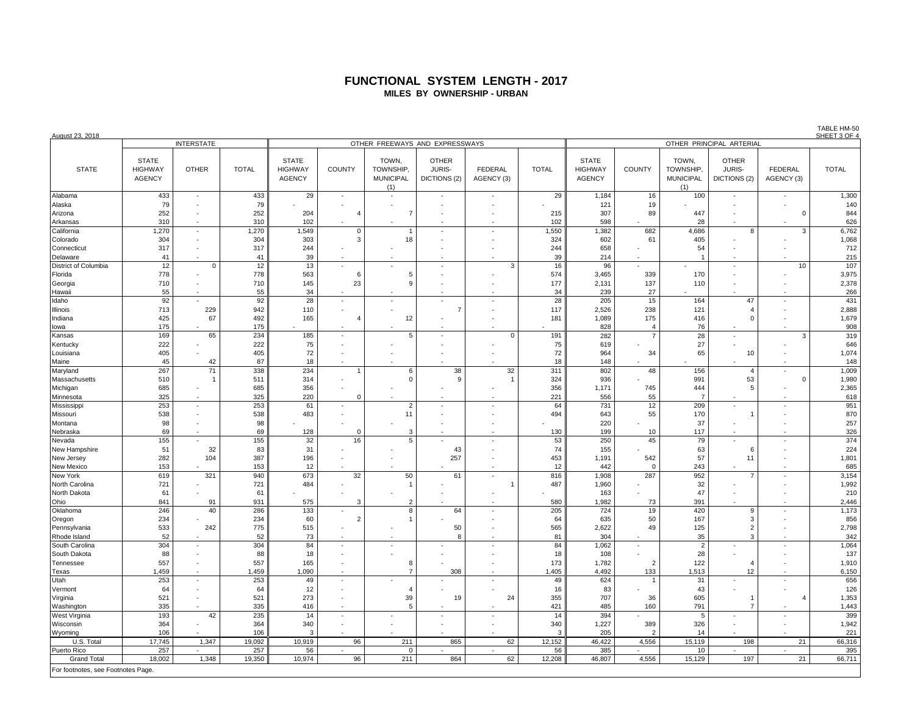# FUNCTIONAL SYSTEM LENGTH - 2017

**MILES BY OWNERSHIP - URBAN**

August 23, 2018

TABLE HM-50
SHEET 3 OF 4

| STATE | INTERSTATE | | | OTHER FREEWAYS AND EXPRESSWAYS | | | | | | OTHER PRINCIPAL ARTERIAL | | | | | |
|---|---|---|---|---|---|---|---|---|---|---|---|---|---|---|---|
| | STATE HIGHWAY AGENCY | OTHER | TOTAL | STATE HIGHWAY AGENCY | COUNTY | TOWN, TOWNSHIP, MUNICIPAL (1) | OTHER JURIS-DICTIONS (2) | FEDERAL AGENCY (3) | TOTAL | STATE HIGHWAY AGENCY | COUNTY | TOWN, TOWNSHIP, MUNICIPAL (1) | OTHER JURIS-DICTIONS (2) | FEDERAL AGENCY (3) | TOTAL |
| Alabama | 433 | - | 433 | 29 | - | - | - | - | 29 | 1,184 | 16 | 100 | - | - | 1,300 |
| Alaska | 79 | - | 79 | - | - | - | - | - | - | 121 | 19 | - | - | - | 140 |
| Arizona | 252 | - | 252 | 204 | 4 | 7 | - | - | 215 | 307 | 89 | 447 | - | 0 | 844 |
| Arkansas | 310 | - | 310 | 102 | - | - | - | - | 102 | 598 | - | 28 | - | - | 626 |
| California | 1,270 | - | 1,270 | 1,549 | 0 | 1 | - | - | 1,550 | 1,382 | 682 | 4,686 | 8 | 3 | 6,762 |
| Colorado | 304 | - | 304 | 303 | 3 | 18 | - | - | 324 | 602 | 61 | 405 | - | - | 1,068 |
| Connecticut | 317 | - | 317 | 244 | - | - | - | - | 244 | 658 | - | 54 | - | - | 712 |
| Delaware | 41 | - | 41 | 39 | - | - | - | - | 39 | 214 | - | 1 | - | - | 215 |
| District of Columbia | 12 | 0 | 12 | 13 | - | - | - | 3 | 16 | 96 | - | - | - | 10 | 107 |
| Florida | 778 | - | 778 | 563 | 6 | 5 | - | - | 574 | 3,465 | 339 | 170 | - | - | 3,975 |
| Georgia | 710 | - | 710 | 145 | 23 | 9 | - | - | 177 | 2,131 | 137 | 110 | - | - | 2,378 |
| Hawaii | 55 | - | 55 | 34 | - | - | - | - | 34 | 239 | 27 | - | - | - | 266 |
| Idaho | 92 | - | 92 | 28 | - | - | - | - | 28 | 205 | 15 | 164 | 47 | - | 431 |
| Illinois | 713 | 229 | 942 | 110 | - | - | 7 | - | 117 | 2,526 | 238 | 121 | 4 | - | 2,888 |
| Indiana | 425 | 67 | 492 | 165 | 4 | 12 | - | - | 181 | 1,089 | 175 | 416 | 0 | - | 1,679 |
| Iowa | 175 | - | 175 | - | - | - | - | - | - | 828 | 4 | 76 | - | - | 908 |
| Kansas | 169 | 65 | 234 | 185 | - | 5 | - | 0 | 191 | 282 | 7 | 28 | - | 3 | 319 |
| Kentucky | 222 | - | 222 | 75 | - | - | - | - | 75 | 619 | - | 27 | - | - | 646 |
| Louisiana | 405 | - | 405 | 72 | - | - | - | - | 72 | 964 | 34 | 65 | 10 | - | 1,074 |
| Maine | 45 | 42 | 87 | 18 | - | - | - | - | 18 | 148 | - | - | - | - | 148 |
| Maryland | 267 | 71 | 338 | 234 | 1 | 6 | 38 | 32 | 311 | 802 | 48 | 156 | 4 | - | 1,009 |
| Massachusetts | 510 | 1 | 511 | 314 | - | 0 | 9 | 1 | 324 | 936 | - | 991 | 53 | 0 | 1,980 |
| Michigan | 685 | - | 685 | 356 | - | - | - | - | 356 | 1,171 | 745 | 444 | 5 | - | 2,365 |
| Minnesota | 325 | - | 325 | 220 | 0 | - | - | - | 221 | 556 | 55 | 7 | - | - | 618 |
| Mississippi | 253 | - | 253 | 61 | - | 2 | - | - | 64 | 731 | 12 | 209 | - | - | 951 |
| Missouri | 538 | - | 538 | 483 | - | 11 | - | - | 494 | 643 | 55 | 170 | 1 | - | 870 |
| Montana | 98 | - | 98 | - | - | - | - | - | - | 220 | - | 37 | - | - | 257 |
| Nebraska | 69 | - | 69 | 128 | 0 | 3 | - | - | 130 | 199 | 10 | 117 | - | - | 326 |
| Nevada | 155 | - | 155 | 32 | 16 | 5 | - | - | 53 | 250 | 45 | 79 | - | - | 374 |
| New Hampshire | 51 | 32 | 83 | 31 | - | - | 43 | - | 74 | 155 | - | 63 | 6 | - | 224 |
| New Jersey | 282 | 104 | 387 | 196 | - | - | 257 | - | 453 | 1,191 | 542 | 57 | 11 | - | 1,801 |
| New Mexico | 153 | - | 153 | 12 | - | - | - | - | 12 | 442 | 0 | 243 | - | - | 685 |
| New York | 619 | 321 | 940 | 673 | 32 | 50 | 61 | - | 816 | 1,908 | 287 | 952 | 7 | - | 3,154 |
| North Carolina | 721 | - | 721 | 484 | - | 1 | - | 1 | 487 | 1,960 | - | 32 | - | - | 1,992 |
| North Dakota | 61 | - | 61 | - | - | - | - | - | - | 163 | - | 47 | - | - | 210 |
| Ohio | 841 | 91 | 931 | 575 | 3 | 2 | - | - | 580 | 1,982 | 73 | 391 | - | - | 2,446 |
| Oklahoma | 246 | 40 | 286 | 133 | - | 8 | 64 | - | 205 | 724 | 19 | 420 | 9 | - | 1,173 |
| Oregon | 234 | - | 234 | 60 | 2 | 1 | - | - | 64 | 635 | 50 | 167 | 3 | - | 856 |
| Pennsylvania | 533 | 242 | 775 | 515 | - | - | 50 | - | 565 | 2,622 | 49 | 125 | 2 | - | 2,798 |
| Rhode Island | 52 | - | 52 | 73 | - | - | 8 | - | 81 | 304 | - | 35 | 3 | - | 342 |
| South Carolina | 304 | - | 304 | 84 | - | - | - | - | 84 | 1,062 | - | 2 | - | - | 1,064 |
| South Dakota | 88 | - | 88 | 18 | - | - | - | - | 18 | 108 | - | 28 | - | - | 137 |
| Tennessee | 557 | - | 557 | 165 | - | 8 | - | - | 173 | 1,782 | 2 | 122 | 4 | - | 1,910 |
| Texas | 1,459 | - | 1,459 | 1,090 | - | 7 | 308 | - | 1,405 | 4,492 | 133 | 1,513 | 12 | - | 6,150 |
| Utah | 253 | - | 253 | 49 | - | - | - | - | 49 | 624 | 1 | 31 | - | - | 656 |
| Vermont | 64 | - | 64 | 12 | - | 4 | - | - | 16 | 83 | - | 43 | - | - | 126 |
| Virginia | 521 | - | 521 | 273 | - | 39 | 19 | 24 | 355 | 707 | 36 | 605 | 1 | 4 | 1,353 |
| Washington | 335 | - | 335 | 416 | - | 5 | - | - | 421 | 485 | 160 | 791 | 7 | - | 1,443 |
| West Virginia | 193 | 42 | 235 | 14 | - | - | - | - | 14 | 394 | - | 5 | - | - | 399 |
| Wisconsin | 364 | - | 364 | 340 | - | - | - | - | 340 | 1,227 | 389 | 326 | - | - | 1,942 |
| Wyoming | 106 | - | 106 | 3 | - | - | - | - | 3 | 205 | 2 | 14 | - | - | 221 |
| U.S. Total | 17,745 | 1,347 | 19,092 | 10,919 | 96 | 211 | 865 | 62 | 12,152 | 46,422 | 4,556 | 15,119 | 198 | 21 | 66,316 |
| Puerto Rico | 257 | - | 257 | 56 | - | 0 | - | - | 56 | 385 | - | 10 | - | - | 395 |
| Grand Total | 18,002 | 1,348 | 19,350 | 10,974 | 96 | 211 | 864 | 62 | 12,208 | 46,807 | 4,556 | 15,129 | 197 | 21 | 66,711 |

For footnotes, see Footnotes Page.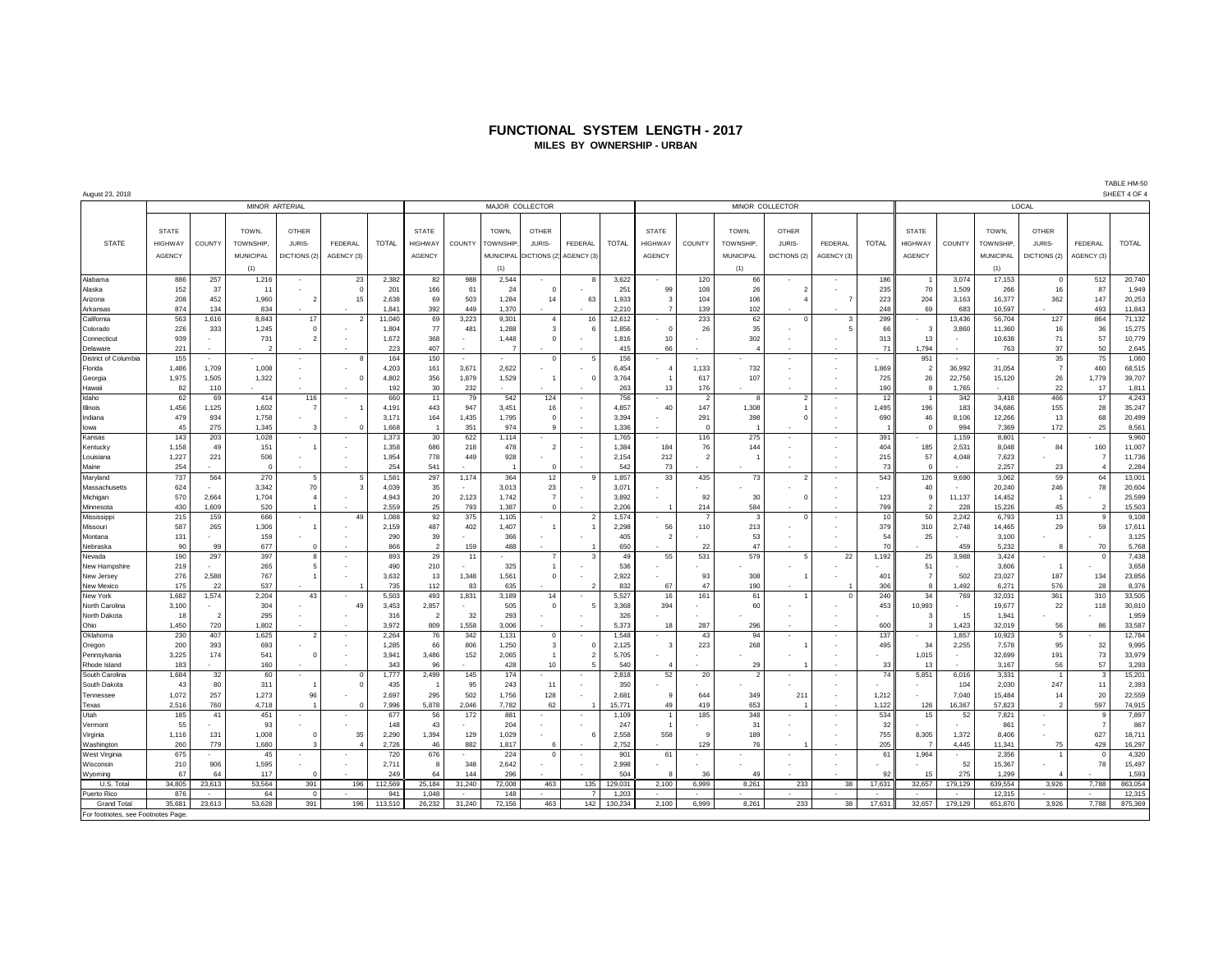# FUNCTIONAL SYSTEM LENGTH - 2017

## MILES BY OWNERSHIP - URBAN

August 23, 2018

TABLE HM-50
SHEET 4 OF 4

| STATE | MINOR ARTERIAL | | | | | | MAJOR COLLECTOR | | | | | | MINOR COLLECTOR | | | | | | LOCAL | | | | | |
|---|---|---|---|---|---|---|---|---|---|---|---|---|---|---|---|---|---|---|---|---|---|---|---|---|
| | STATE HIGHWAY AGENCY | COUNTY | TOWN, TOWNSHIP, MUNICIPAL (1) | OTHER JURIS-DICTIONS (2) | FEDERAL AGENCY (3) | TOTAL | STATE HIGHWAY AGENCY | COUNTY | TOWN, TOWNSHIP, MUNICIPAL (1) | OTHER JURIS-DICTIONS (2) | FEDERAL AGENCY (3) | TOTAL | STATE HIGHWAY AGENCY | COUNTY | TOWN, TOWNSHIP, MUNICIPAL (1) | OTHER JURIS-DICTIONS (2) | FEDERAL AGENCY (3) | TOTAL | STATE HIGHWAY AGENCY | COUNTY | TOWN, TOWNSHIP, MUNICIPAL (1) | OTHER JURIS-DICTIONS (2) | FEDERAL AGENCY (3) | TOTAL |
| Alabama | 886 | 257 | 1,216 | - | 23 | 2,382 | 82 | 988 | 2,544 | - | 8 | 3,622 | - | 120 | 66 | - | - | 186 | 1 | 3,074 | 17,153 | 0 | 512 | 20,740 |
| Alaska | 152 | 37 | 11 | - | 0 | 201 | 166 | 61 | 24 | 0 | - | 251 | 99 | 108 | 26 | 2 | - | 235 | 70 | 1,509 | 266 | 16 | 87 | 1,949 |
| Arizona | 208 | 452 | 1,960 | 2 | 15 | 2,638 | 69 | 503 | 1,284 | 14 | 63 | 1,933 | 3 | 104 | 106 | 4 | 7 | 223 | 204 | 3,163 | 16,377 | 362 | 147 | 20,253 |
| Arkansas | 874 | 134 | 834 | - | - | 1,841 | 392 | 449 | 1,370 | - | - | 2,210 | 7 | 139 | 102 | - | - | 248 | 69 | 683 | 10,597 | - | 493 | 11,843 |
| California | 563 | 1,616 | 8,843 | 17 | 2 | 11,040 | 69 | 3,223 | 9,301 | 4 | 16 | 12,612 | - | 233 | 62 | 0 | 3 | 299 | - | 13,436 | 56,704 | 127 | 864 | 71,132 |
| Colorado | 226 | 333 | 1,245 | 0 | - | 1,804 | 77 | 481 | 1,288 | 3 | 6 | 1,856 | 0 | 26 | 35 | - | 5 | 66 | 3 | 3,860 | 11,360 | 16 | 36 | 15,275 |
| Connecticut | 939 | - | 731 | 2 | - | 1,672 | 368 | - | 1,448 | 0 | - | 1,816 | 10 | - | 302 | - | - | 313 | 13 | - | 10,638 | 71 | 57 | 10,779 |
| Delaware | 221 | - | 2 | - | - | 223 | 407 | - | 7 | - | - | 415 | 66 | - | 4 | - | - | 71 | 1,794 | - | 763 | 37 | 50 | 2,645 |
| District of Columbia | 155 | - | - | - | 8 | 164 | 150 | - | - | 0 | 5 | 156 | - | - | - | - | - | - | 951 | - | - | 35 | 75 | 1,060 |
| Florida | 1,486 | 1,709 | 1,008 | - | - | 4,203 | 161 | 3,671 | 2,622 | - | - | 6,454 | 4 | 1,133 | 732 | - | - | 1,869 | 2 | 36,992 | 31,054 | 7 | 460 | 68,515 |
| Georgia | 1,975 | 1,505 | 1,322 | - | 0 | 4,802 | 356 | 1,879 | 1,529 | 1 | 0 | 3,764 | 1 | 617 | 107 | - | - | 725 | 26 | 22,756 | 15,120 | 26 | 1,779 | 39,707 |
| Hawaii | 82 | 110 | - | - | - | 192 | 30 | 232 | - | - | - | 263 | 13 | 176 | - | - | - | 190 | 8 | 1,765 | - | 22 | 17 | 1,811 |
| Idaho | 62 | 69 | 414 | 116 | - | 660 | 11 | 79 | 542 | 124 | - | 756 | - | 2 | 8 | 2 | - | 12 | 1 | 342 | 3,418 | 466 | 17 | 4,243 |
| Illinois | 1,456 | 1,125 | 1,602 | 7 | 1 | 4,191 | 443 | 947 | 3,451 | 16 | - | 4,857 | 40 | 147 | 1,308 | 1 | - | 1,495 | 196 | 183 | 34,686 | 155 | 28 | 35,247 |
| Indiana | 479 | 934 | 1,758 | - | - | 3,171 | 164 | 1,435 | 1,795 | 0 | - | 3,394 | - | 291 | 398 | 0 | - | 690 | 46 | 8,106 | 12,266 | 13 | 68 | 20,499 |
| Iowa | 45 | 275 | 1,345 | 3 | 0 | 1,668 | 1 | 351 | 974 | 9 | - | 1,336 | - | 0 | 1 | - | - | 1 | 0 | 994 | 7,369 | 172 | 25 | 8,561 |
| Kansas | 143 | 203 | 1,028 | - | - | 1,373 | 30 | 622 | 1,114 | - | - | 1,765 | - | 116 | 275 | - | - | 391 | - | 1,159 | 8,801 | - | - | 9,960 |
| Kentucky | 1,158 | 49 | 151 | 1 | - | 1,358 | 686 | 218 | 478 | 2 | - | 1,384 | 184 | 76 | 144 | - | - | 404 | 185 | 2,531 | 8,048 | 84 | 160 | 11,007 |
| Louisiana | 1,227 | 221 | 506 | - | - | 1,954 | 778 | 449 | 928 | - | - | 2,154 | 212 | 2 | 1 | - | - | 215 | 57 | 4,048 | 7,623 | - | 7 | 11,736 |
| Maine | 254 | - | 0 | - | - | 254 | 541 | - | 1 | 0 | - | 542 | 73 | - | - | - | - | 73 | 0 | - | 2,257 | 23 | 4 | 2,284 |
| Maryland | 737 | 564 | 270 | 5 | 5 | 1,581 | 297 | 1,174 | 364 | 12 | 9 | 1,857 | 33 | 435 | 73 | 2 | - | 543 | 126 | 9,690 | 3,062 | 59 | 64 | 13,001 |
| Massachusetts | 624 | - | 3,342 | 70 | 3 | 4,039 | 35 | - | 3,013 | 23 | - | 3,071 | - | - | - | - | - | - | 40 | - | 20,240 | 246 | 78 | 20,604 |
| Michigan | 570 | 2,664 | 1,704 | 4 | - | 4,943 | 20 | 2,123 | 1,742 | 7 | - | 3,892 | - | 92 | 30 | 0 | - | 123 | 9 | 11,137 | 14,452 | 1 | - | 25,599 |
| Minnesota | 430 | 1,609 | 520 | 1 | - | 2,559 | 25 | 793 | 1,387 | 0 | - | 2,206 | 1 | 214 | 584 | - | - | 799 | 2 | 228 | 15,226 | 45 | 2 | 15,503 |
| Mississippi | 215 | 159 | 666 | - | 49 | 1,088 | 92 | 375 | 1,105 | - | 2 | 1,574 | - | 7 | 3 | 0 | - | 10 | 50 | 2,242 | 6,793 | 13 | 9 | 9,108 |
| Missouri | 587 | 265 | 1,306 | 1 | - | 2,159 | 487 | 402 | 1,407 | 1 | 1 | 2,298 | 56 | 110 | 213 | - | - | 379 | 310 | 2,748 | 14,465 | 29 | 59 | 17,611 |
| Montana | 131 | - | 159 | - | - | 290 | 39 | - | 366 | - | - | 405 | 2 | - | 53 | - | - | 54 | 25 | - | 3,100 | - | - | 3,125 |
| Nebraska | 90 | 99 | 677 | 0 | - | 866 | 2 | 159 | 488 | - | 1 | 650 | - | 22 | 47 | - | - | 70 | - | 459 | 5,232 | 8 | 70 | 5,768 |
| Nevada | 190 | 297 | 397 | 8 | - | 893 | 29 | 11 | - | 7 | 3 | 49 | 55 | 531 | 579 | 5 | 22 | 1,192 | 25 | 3,988 | 3,424 | - | 0 | 7,438 |
| New Hampshire | 219 | - | 265 | 5 | - | 490 | 210 | - | 325 | 1 | - | 536 | - | - | - | - | - | - | 51 | - | 3,606 | 1 | - | 3,658 |
| New Jersey | 276 | 2,588 | 767 | 1 | - | 3,632 | 13 | 1,348 | 1,561 | 0 | - | 2,922 | - | 93 | 308 | 1 | - | 401 | 7 | 502 | 23,027 | 187 | 134 | 23,856 |
| New Mexico | 175 | 22 | 537 | - | 1 | 735 | 112 | 83 | 635 | - | 2 | 832 | 67 | 47 | 190 | - | 1 | 306 | 8 | 1,492 | 6,271 | 576 | 28 | 8,376 |
| New York | 1,682 | 1,574 | 2,204 | 43 | - | 5,503 | 493 | 1,831 | 3,189 | 14 | - | 5,527 | 16 | 161 | 61 | 1 | 0 | 240 | 34 | 769 | 32,031 | 361 | 310 | 33,505 |
| North Carolina | 3,100 | - | 304 | - | 49 | 3,453 | 2,857 | - | 505 | 0 | 5 | 3,368 | 394 | - | 60 | - | - | 453 | 10,993 | - | 19,677 | 22 | 118 | 30,810 |
| North Dakota | 18 | 2 | 295 | - | - | 316 | 2 | 32 | 293 | - | - | 326 | - | - | - | - | - | - | 3 | 15 | 1,941 | - | - | 1,959 |
| Ohio | 1,450 | 720 | 1,802 | - | - | 3,972 | 809 | 1,558 | 3,006 | - | - | 5,373 | 18 | 287 | 296 | - | - | 600 | 3 | 1,423 | 32,019 | 56 | 86 | 33,587 |
| Oklahoma | 230 | 407 | 1,625 | 2 | - | 2,264 | 76 | 342 | 1,131 | 0 | - | 1,548 | - | 43 | 94 | - | - | 137 | - | 1,857 | 10,923 | 5 | - | 12,784 |
| Oregon | 200 | 393 | 693 | - | - | 1,285 | 66 | 806 | 1,250 | 3 | 0 | 2,125 | 3 | 223 | 268 | 1 | - | 495 | 34 | 2,255 | 7,578 | 95 | 32 | 9,995 |
| Pennsylvania | 3,225 | 174 | 541 | 0 | - | 3,941 | 3,486 | 152 | 2,065 | 1 | 2 | 5,705 | - | - | - | - | - | - | 1,015 | - | 32,699 | 191 | 73 | 33,979 |
| Rhode Island | 183 | - | 160 | - | - | 343 | 96 | - | 428 | 10 | 5 | 540 | 4 | - | 29 | 1 | - | 33 | 13 | - | 3,167 | 56 | 57 | 3,293 |
| South Carolina | 1,684 | 32 | 60 | - | 0 | 1,777 | 2,499 | 145 | 174 | - | - | 2,818 | 52 | 20 | 2 | - | - | 74 | 5,851 | 6,016 | 3,331 | 1 | 3 | 15,201 |
| South Dakota | 43 | 80 | 311 | 1 | 0 | 435 | 1 | 95 | 243 | 11 | - | 350 | - | - | - | - | - | - | - | 104 | 2,030 | 247 | 11 | 2,393 |
| Tennessee | 1,072 | 257 | 1,273 | 96 | - | 2,697 | 295 | 502 | 1,756 | 128 | - | 2,681 | 9 | 644 | 349 | 211 | - | 1,212 | - | 7,040 | 15,484 | 14 | 20 | 22,559 |
| Texas | 2,516 | 760 | 4,718 | 1 | 0 | 7,996 | 5,878 | 2,046 | 7,782 | 62 | 1 | 15,771 | 49 | 419 | 653 | 1 | - | 1,122 | 126 | 16,367 | 57,823 | 2 | 597 | 74,915 |
| Utah | 185 | 41 | 451 | - | - | 677 | 56 | 172 | 881 | - | - | 1,109 | 1 | 185 | 348 | - | - | 534 | 15 | 52 | 7,821 | - | 9 | 7,897 |
| Vermont | 55 | - | 93 | - | - | 148 | 43 | - | 204 | - | - | 247 | 1 | - | 31 | - | - | 32 | - | - | 861 | - | 7 | 867 |
| Virginia | 1,116 | 131 | 1,008 | 0 | 35 | 2,290 | 1,394 | 129 | 1,029 | - | 6 | 2,558 | 558 | 9 | 189 | - | - | 755 | 8,305 | 1,372 | 8,406 | - | 627 | 18,711 |
| Washington | 260 | 779 | 1,680 | 3 | 4 | 2,726 | 46 | 882 | 1,817 | 6 | - | 2,752 | - | 129 | 76 | 1 | - | 205 | 7 | 4,445 | 11,341 | 75 | 429 | 16,297 |
| West Virginia | 675 | - | 45 | - | - | 720 | 676 | - | 224 | 0 | - | 901 | 61 | - | - | - | - | 61 | 1,964 | - | 2,356 | 1 | 0 | 4,320 |
| Wisconsin | 210 | 906 | 1,595 | - | - | 2,711 | 8 | 348 | 2,642 | - | - | 2,998 | - | - | - | - | - | - | - | 52 | 15,367 | - | 78 | 15,497 |
| Wyoming | 67 | 64 | 117 | 0 | - | 249 | 64 | 144 | 296 | - | - | 504 | 8 | 36 | 49 | - | - | 92 | 15 | 275 | 1,299 | 4 | - | 1,593 |
| U.S. Total | 34,805 | 23,613 | 53,564 | 391 | 196 | 112,569 | 25,184 | 31,240 | 72,008 | 463 | 135 | 129,031 | 2,100 | 6,999 | 8,261 | 233 | 38 | 17,631 | 32,657 | 179,129 | 639,554 | 3,926 | 7,788 | 863,054 |
| Puerto Rico | 876 | - | 64 | 0 | - | 941 | 1,048 | - | 148 | - | 7 | 1,203 | - | - | - | - | - | - | - | - | 12,315 | - | - | 12,315 |
| Grand Total | 35,681 | 23,613 | 53,628 | 391 | 196 | 113,510 | 26,232 | 31,240 | 72,156 | 463 | 142 | 130,234 | 2,100 | 6,999 | 8,261 | 233 | 38 | 17,631 | 32,657 | 179,129 | 651,870 | 3,926 | 7,788 | 875,369 |

For footnotes, see Footnotes Page.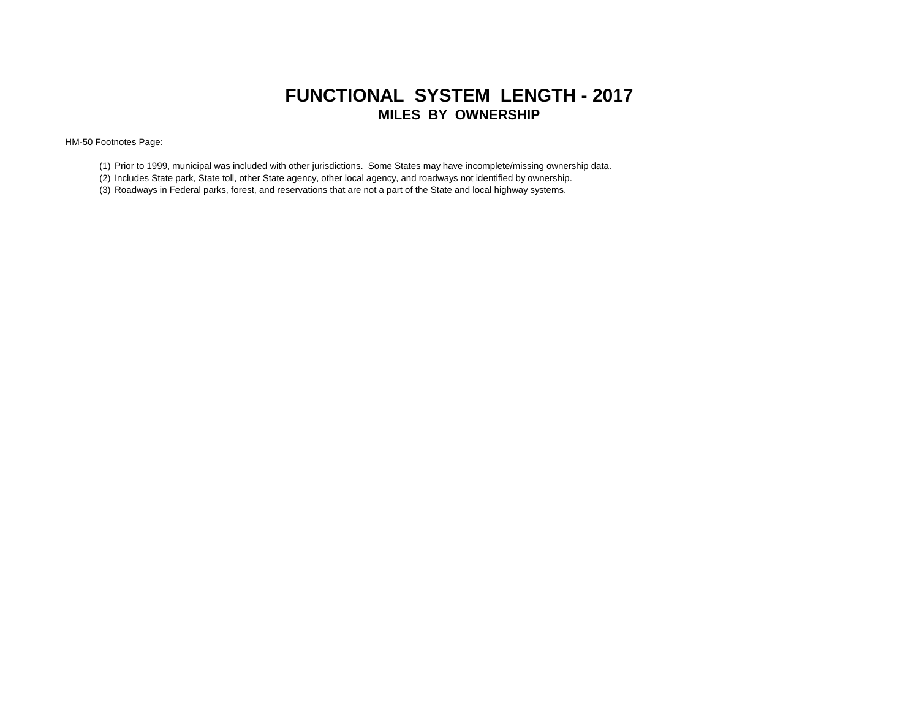# FUNCTIONAL SYSTEM LENGTH - 2017

## MILES BY OWNERSHIP

HM-50 Footnotes Page:

(1) Prior to 1999, municipal was included with other jurisdictions. Some States may have incomplete/missing ownership data.
(2) Includes State park, State toll, other State agency, other local agency, and roadways not identified by ownership.
(3) Roadways in Federal parks, forest, and reservations that are not a part of the State and local highway systems.